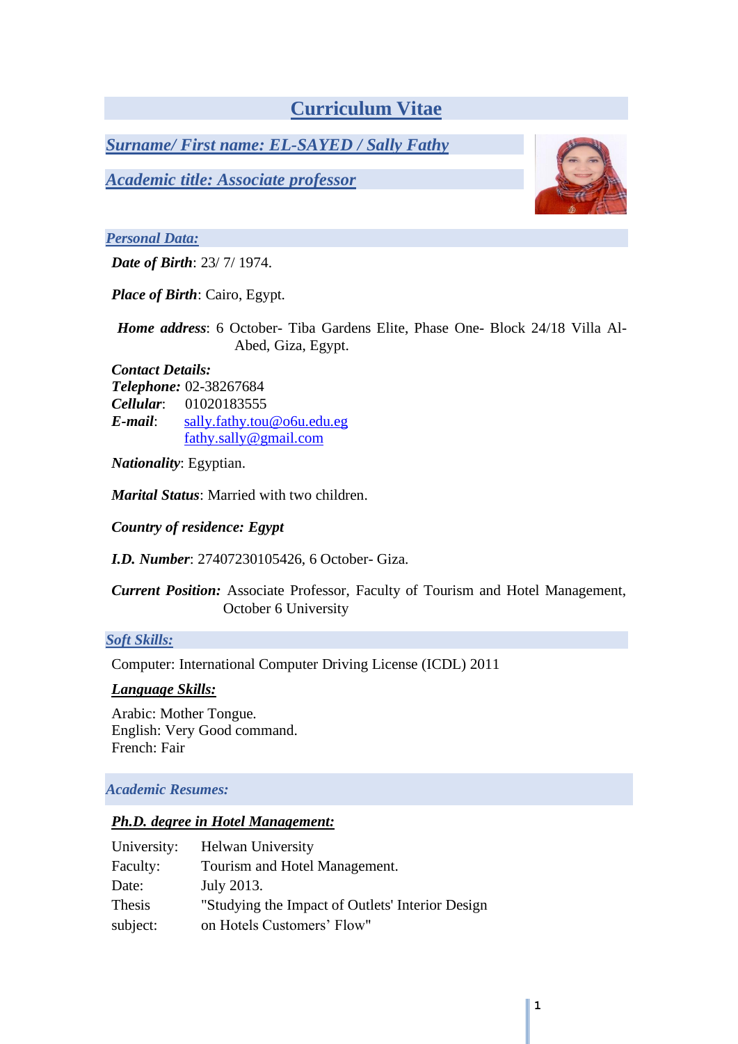# Curriculum Vitae

## *Surname/ First name: EL-SAYED / Sally Fathy*

## *Academic title: Associate professor*

### *Personal Data:*

***Date of Birth***: 23/ 7/ 1974.

***Place of Birth***: Cairo, Egypt.

***Home address***: 6 October- Tiba Gardens Elite, Phase One- Block 24/18 Villa Al-Abed, Giza, Egypt.

***Contact Details:***
***Telephone:*** 02-38267684
***Cellular***: 01020183555
***E-mail***: sally.fathy.tou@o6u.edu.eg
fathy.sally@gmail.com

***Nationality***: Egyptian.

***Marital Status***: Married with two children.

***Country of residence: Egypt***

***I.D. Number***: 27407230105426, 6 October- Giza.

***Current Position:*** Associate Professor, Faculty of Tourism and Hotel Management, October 6 University

### *Soft Skills:*

Computer: International Computer Driving License (ICDL) 2011

***Language Skills:***

Arabic: Mother Tongue.
English: Very Good command.
French: Fair

### *Academic Resumes:*

***Ph.D. degree in Hotel Management:***

| | |
|---|---|
| University: | Helwan University |
| Faculty: | Tourism and Hotel Management. |
| Date: | July 2013. |
| Thesis subject: | "Studying the Impact of Outlets' Interior Design on Hotels Customers' Flow" |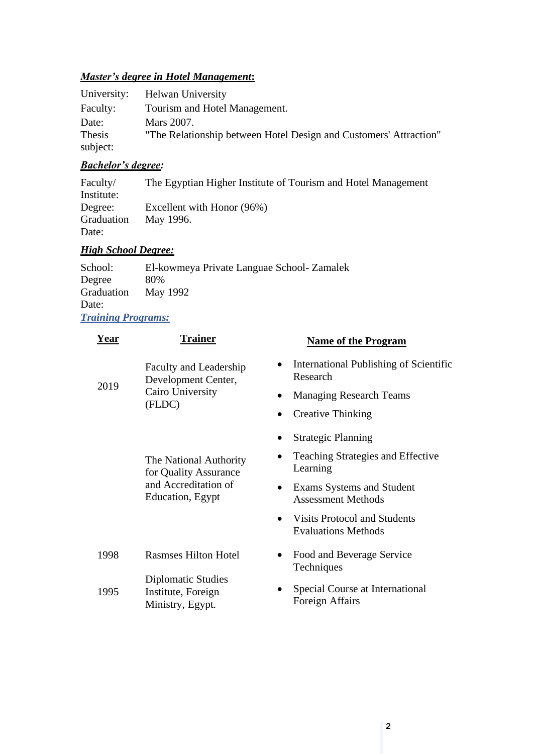### ***Master's degree in Hotel Management*:**

| | |
|---|---|
| University: | Helwan University |
| Faculty: | Tourism and Hotel Management. |
| Date: | Mars 2007. |
| Thesis subject: | "The Relationship between Hotel Design and Customers' Attraction" |

### ***Bachelor's degree:***

| | |
|---|---|
| Faculty/ Institute: | The Egyptian Higher Institute of Tourism and Hotel Management |
| Degree: | Excellent with Honor (96%) |
| Graduation Date: | May 1996. |

### ***High School Degree:***

| | |
|---|---|
| School: | El-kowmeya Private Languae School- Zamalek |
| Degree | 80% |
| Graduation Date: | May 1992 |

### ***Training Programs:***

| Year | Trainer | Name of the Program |
|---|---|---|
| 2019 | Faculty and Leadership Development Center, Cairo University (FLDC) | • International Publishing of Scientific Research<br>• Managing Research Teams<br>• Creative Thinking |
| | The National Authority for Quality Assurance and Accreditation of Education, Egypt | • Strategic Planning<br>• Teaching Strategies and Effective Learning<br>• Exams Systems and Student Assessment Methods<br>• Visits Protocol and Students Evaluations Methods |
| 1998 | Rasmses Hilton Hotel | • Food and Beverage Service Techniques |
| 1995 | Diplomatic Studies Institute, Foreign Ministry, Egypt. | • Special Course at International Foreign Affairs |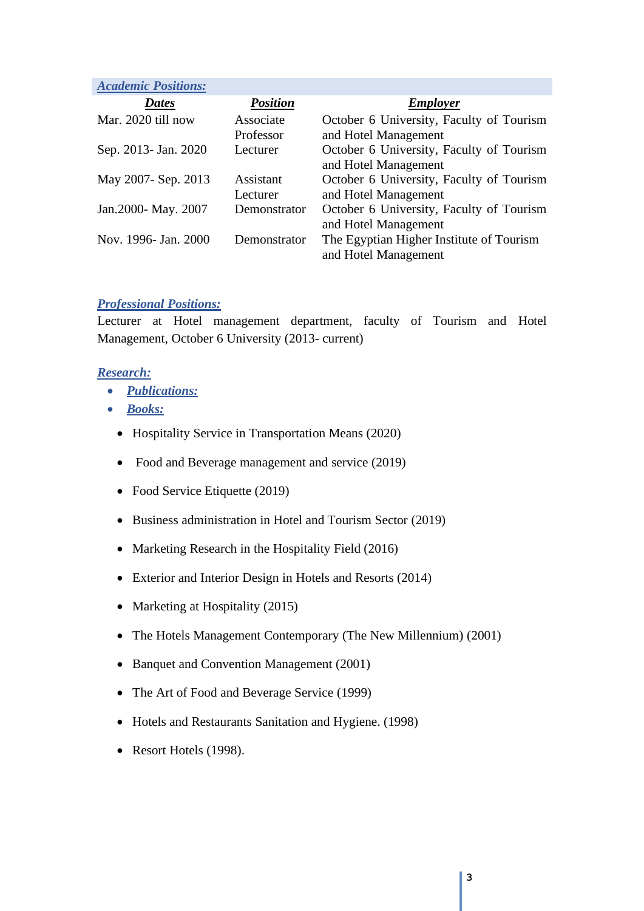## *Academic Positions:*

| Dates | Position | Employer |
|---|---|---|
| Mar. 2020 till now | Associate Professor | October 6 University, Faculty of Tourism and Hotel Management |
| Sep. 2013- Jan. 2020 | Lecturer | October 6 University, Faculty of Tourism and Hotel Management |
| May 2007- Sep. 2013 | Assistant Lecturer | October 6 University, Faculty of Tourism and Hotel Management |
| Jan.2000- May. 2007 | Demonstrator | October 6 University, Faculty of Tourism and Hotel Management |
| Nov. 1996- Jan. 2000 | Demonstrator | The Egyptian Higher Institute of Tourism and Hotel Management |

## *Professional Positions:*

Lecturer at Hotel management department, faculty of Tourism and Hotel Management, October 6 University (2013- current)

## *Research:*

- ***Publications:***
- ***Books:***

- Hospitality Service in Transportation Means (2020)
- Food and Beverage management and service (2019)
- Food Service Etiquette (2019)
- Business administration in Hotel and Tourism Sector (2019)
- Marketing Research in the Hospitality Field (2016)
- Exterior and Interior Design in Hotels and Resorts (2014)
- Marketing at Hospitality (2015)
- The Hotels Management Contemporary (The New Millennium) (2001)
- Banquet and Convention Management (2001)
- The Art of Food and Beverage Service (1999)
- Hotels and Restaurants Sanitation and Hygiene. (1998)
- Resort Hotels (1998).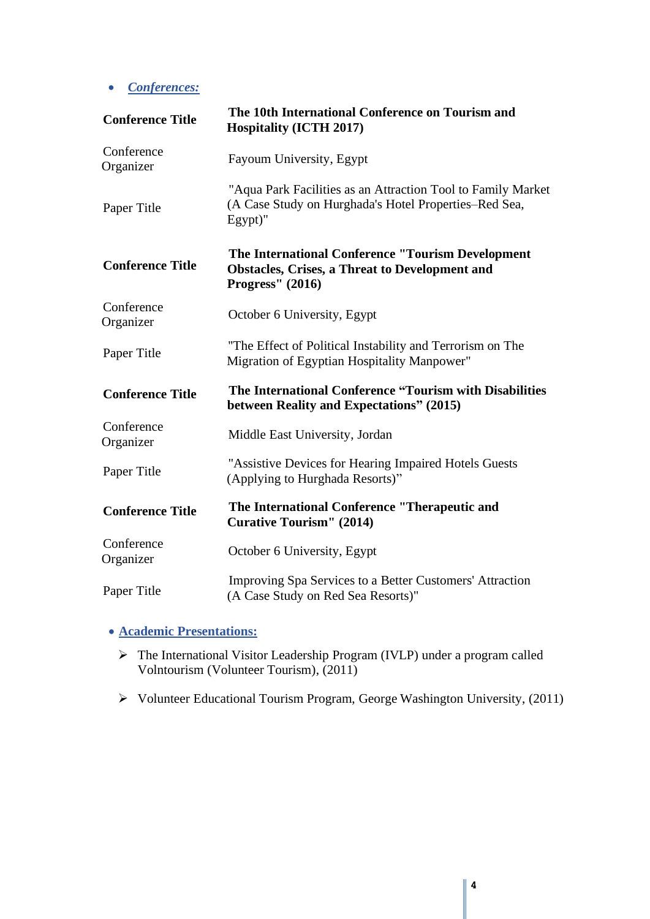- ***Conferences:***

| **Conference Title** | **The 10th International Conference on Tourism and Hospitality (ICTH 2017)** |
|---|---|
| Conference Organizer | Fayoum University, Egypt |
| Paper Title | "Aqua Park Facilities as an Attraction Tool to Family Market (A Case Study on Hurghada's Hotel Properties–Red Sea, Egypt)" |
| **Conference Title** | **The International Conference "Tourism Development Obstacles, Crises, a Threat to Development and Progress" (2016)** |
| Conference Organizer | October 6 University, Egypt |
| Paper Title | "The Effect of Political Instability and Terrorism on The Migration of Egyptian Hospitality Manpower" |
| **Conference Title** | **The International Conference "Tourism with Disabilities between Reality and Expectations" (2015)** |
| Conference Organizer | Middle East University, Jordan |
| Paper Title | "Assistive Devices for Hearing Impaired Hotels Guests (Applying to Hurghada Resorts)" |
| **Conference Title** | **The International Conference "Therapeutic and Curative Tourism" (2014)** |
| Conference Organizer | October 6 University, Egypt |
| Paper Title | Improving Spa Services to a Better Customers' Attraction (A Case Study on Red Sea Resorts)" |

- **Academic Presentations:**
  - The International Visitor Leadership Program (IVLP) under a program called Volntourism (Volunteer Tourism), (2011)
  - Volunteer Educational Tourism Program, George Washington University, (2011)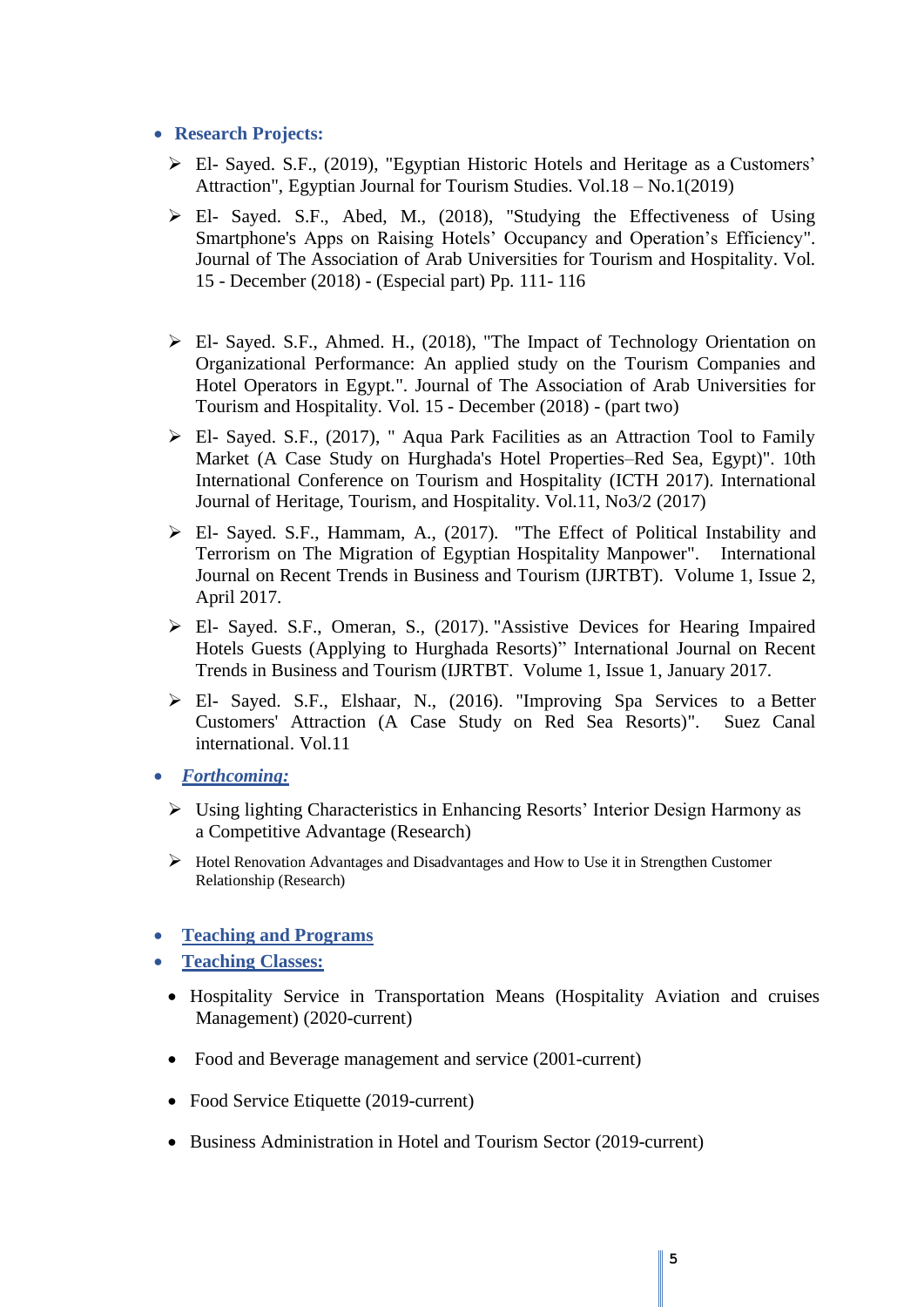- **Research Projects:**

  - El- Sayed. S.F., (2019), "Egyptian Historic Hotels and Heritage as a Customers' Attraction", Egyptian Journal for Tourism Studies. Vol.18 – No.1(2019)
  - El- Sayed. S.F., Abed, M., (2018), "Studying the Effectiveness of Using Smartphone's Apps on Raising Hotels' Occupancy and Operation's Efficiency". Journal of The Association of Arab Universities for Tourism and Hospitality. Vol. 15 - December (2018) - (Especial part) Pp. 111- 116
  - El- Sayed. S.F., Ahmed. H., (2018), "The Impact of Technology Orientation on Organizational Performance: An applied study on the Tourism Companies and Hotel Operators in Egypt.". Journal of The Association of Arab Universities for Tourism and Hospitality. Vol. 15 - December (2018) - (part two)
  - El- Sayed. S.F., (2017), " Aqua Park Facilities as an Attraction Tool to Family Market (A Case Study on Hurghada's Hotel Properties–Red Sea, Egypt)". 10th International Conference on Tourism and Hospitality (ICTH 2017). International Journal of Heritage, Tourism, and Hospitality. Vol.11, No3/2 (2017)
  - El- Sayed. S.F., Hammam, A., (2017). "The Effect of Political Instability and Terrorism on The Migration of Egyptian Hospitality Manpower". International Journal on Recent Trends in Business and Tourism (IJRTBT). Volume 1, Issue 2, April 2017.
  - El- Sayed. S.F., Omeran, S., (2017). "Assistive Devices for Hearing Impaired Hotels Guests (Applying to Hurghada Resorts)" International Journal on Recent Trends in Business and Tourism (IJRTBT. Volume 1, Issue 1, January 2017.
  - El- Sayed. S.F., Elshaar, N., (2016). "Improving Spa Services to a Better Customers' Attraction (A Case Study on Red Sea Resorts)". Suez Canal international. Vol.11

- ***Forthcoming:***

  - Using lighting Characteristics in Enhancing Resorts' Interior Design Harmony as a Competitive Advantage (Research)
  - Hotel Renovation Advantages and Disadvantages and How to Use it in Strengthen Customer Relationship (Research)

- **Teaching and Programs**
- **Teaching Classes:**

  - Hospitality Service in Transportation Means (Hospitality Aviation and cruises Management) (2020-current)
  - Food and Beverage management and service (2001-current)
  - Food Service Etiquette (2019-current)
  - Business Administration in Hotel and Tourism Sector (2019-current)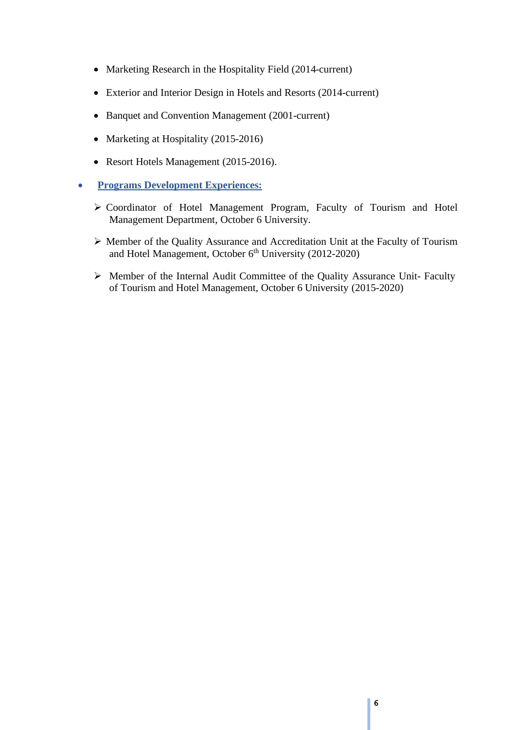- Marketing Research in the Hospitality Field (2014-current)
- Exterior and Interior Design in Hotels and Resorts (2014-current)
- Banquet and Convention Management (2001-current)
- Marketing at Hospitality (2015-2016)
- Resort Hotels Management (2015-2016).

- **Programs Development Experiences:**

  - Coordinator of Hotel Management Program, Faculty of Tourism and Hotel Management Department, October 6 University.
  - Member of the Quality Assurance and Accreditation Unit at the Faculty of Tourism and Hotel Management, October 6th University (2012-2020)
  - Member of the Internal Audit Committee of the Quality Assurance Unit- Faculty of Tourism and Hotel Management, October 6 University (2015-2020)